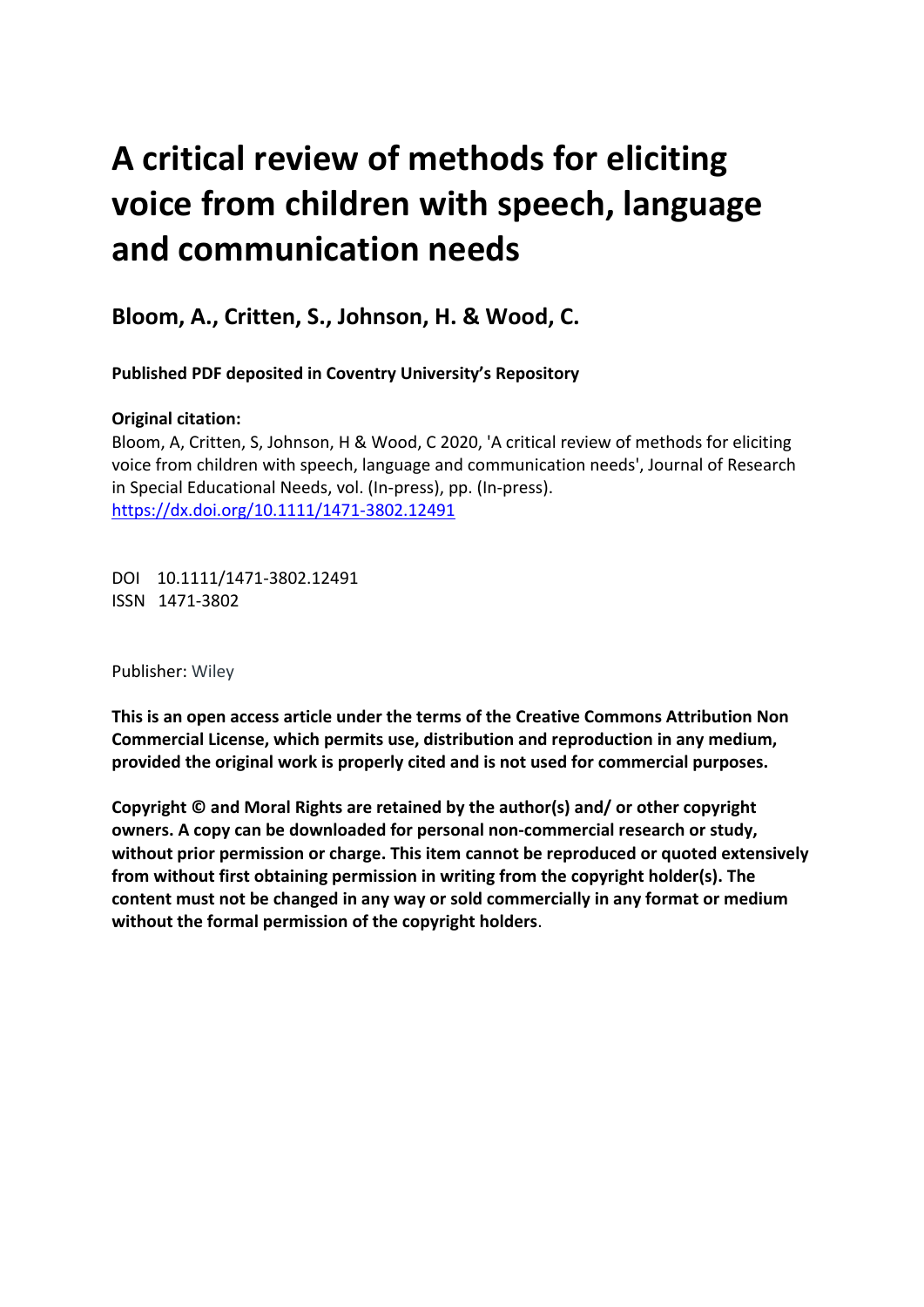# A critical review of methods for eliciting voice from children with speech, language and communication needs

**Bloom, A., Critten, S., Johnson, H. & Wood, C.**

**Published PDF deposited in Coventry University's Repository**

**Original citation:**
Bloom, A, Critten, S, Johnson, H & Wood, C 2020, 'A critical review of methods for eliciting voice from children with speech, language and communication needs', Journal of Research in Special Educational Needs, vol. (In-press), pp. (In-press).
https://dx.doi.org/10.1111/1471-3802.12491

DOI 10.1111/1471-3802.12491
ISSN 1471-3802

Publisher: Wiley

**This is an open access article under the terms of the Creative Commons Attribution Non Commercial License, which permits use, distribution and reproduction in any medium, provided the original work is properly cited and is not used for commercial purposes.**

**Copyright © and Moral Rights are retained by the author(s) and/ or other copyright owners. A copy can be downloaded for personal non-commercial research or study, without prior permission or charge. This item cannot be reproduced or quoted extensively from without first obtaining permission in writing from the copyright holder(s). The content must not be changed in any way or sold commercially in any format or medium without the formal permission of the copyright holders**.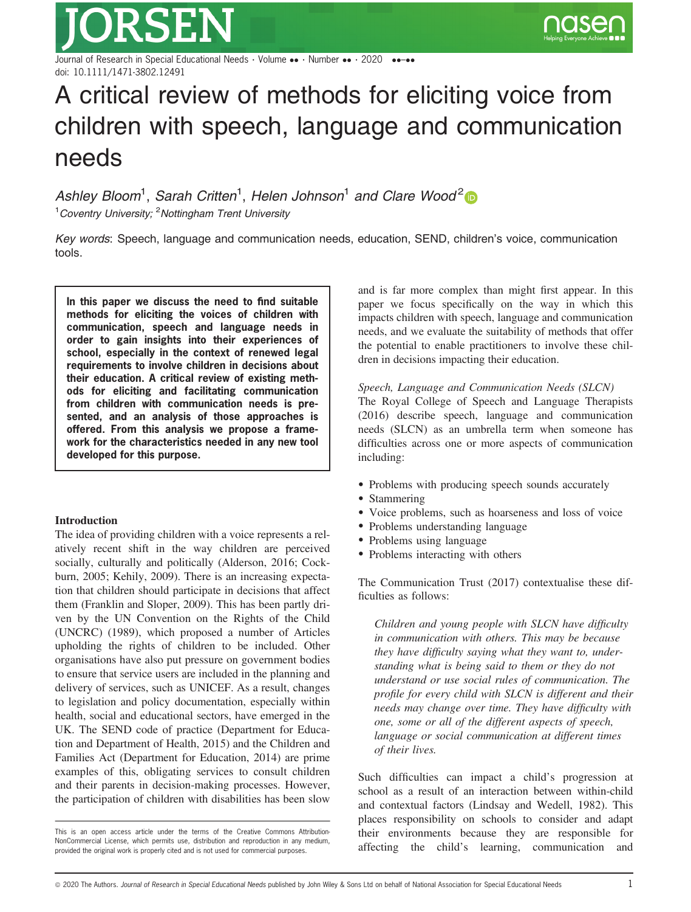# A critical review of methods for eliciting voice from children with speech, language and communication needs

*Ashley Bloom*[1], *Sarah Critten*[1], *Helen Johnson*[1] *and Clare Wood*[2]

[1]*Coventry University;* [2]*Nottingham Trent University*

*Key words*: Speech, language and communication needs, education, SEND, children's voice, communication tools.

**In this paper we discuss the need to find suitable methods for eliciting the voices of children with communication, speech and language needs in order to gain insights into their experiences of school, especially in the context of renewed legal requirements to involve children in decisions about their education. A critical review of existing methods for eliciting and facilitating communication from children with communication needs is presented, and an analysis of those approaches is offered. From this analysis we propose a framework for the characteristics needed in any new tool developed for this purpose.**

## Introduction

The idea of providing children with a voice represents a relatively recent shift in the way children are perceived socially, culturally and politically (Alderson, 2016; Cockburn, 2005; Kehily, 2009). There is an increasing expectation that children should participate in decisions that affect them (Franklin and Sloper, 2009). This has been partly driven by the UN Convention on the Rights of the Child (UNCRC) (1989), which proposed a number of Articles upholding the rights of children to be included. Other organisations have also put pressure on government bodies to ensure that service users are included in the planning and delivery of services, such as UNICEF. As a result, changes to legislation and policy documentation, especially within health, social and educational sectors, have emerged in the UK. The SEND code of practice (Department for Education and Department of Health, 2015) and the Children and Families Act (Department for Education, 2014) are prime examples of this, obligating services to consult children and their parents in decision-making processes. However, the participation of children with disabilities has been slow and is far more complex than might first appear. In this paper we focus specifically on the way in which this impacts children with speech, language and communication needs, and we evaluate the suitability of methods that offer the potential to enable practitioners to involve these children in decisions impacting their education.

*Speech, Language and Communication Needs (SLCN)*

The Royal College of Speech and Language Therapists (2016) describe speech, language and communication needs (SLCN) as an umbrella term when someone has difficulties across one or more aspects of communication including:

- Problems with producing speech sounds accurately
- Stammering
- Voice problems, such as hoarseness and loss of voice
- Problems understanding language
- Problems using language
- Problems interacting with others

The Communication Trust (2017) contextualise these difficulties as follows:

> *Children and young people with SLCN have difficulty in communication with others. This may be because they have difficulty saying what they want to, understanding what is being said to them or they do not understand or use social rules of communication. The profile for every child with SLCN is different and their needs may change over time. They have difficulty with one, some or all of the different aspects of speech, language or social communication at different times of their lives.*

Such difficulties can impact a child's progression at school as a result of an interaction between within-child and contextual factors (Lindsay and Wedell, 1982). This places responsibility on schools to consider and adapt their environments because they are responsible for affecting the child's learning, communication and

This is an open access article under the terms of the Creative Commons Attribution-NonCommercial License, which permits use, distribution and reproduction in any medium, provided the original work is properly cited and is not used for commercial purposes.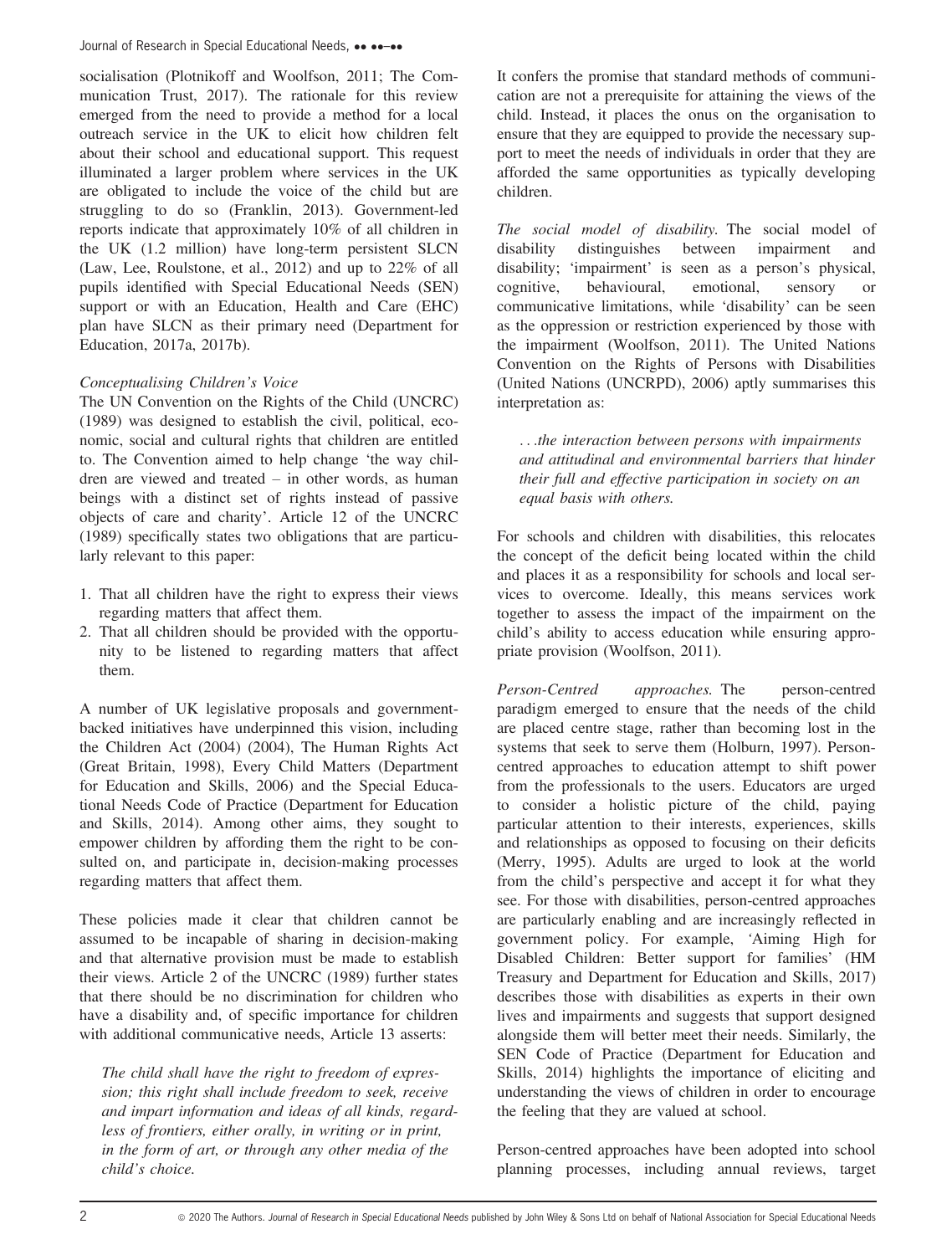socialisation (Plotnikoff and Woolfson, 2011; The Communication Trust, 2017). The rationale for this review emerged from the need to provide a method for a local outreach service in the UK to elicit how children felt about their school and educational support. This request illuminated a larger problem where services in the UK are obligated to include the voice of the child but are struggling to do so (Franklin, 2013). Government-led reports indicate that approximately 10% of all children in the UK (1.2 million) have long-term persistent SLCN (Law, Lee, Roulstone, et al., 2012) and up to 22% of all pupils identified with Special Educational Needs (SEN) support or with an Education, Health and Care (EHC) plan have SLCN as their primary need (Department for Education, 2017a, 2017b).

### *Conceptualising Children's Voice*

The UN Convention on the Rights of the Child (UNCRC) (1989) was designed to establish the civil, political, economic, social and cultural rights that children are entitled to. The Convention aimed to help change 'the way children are viewed and treated – in other words, as human beings with a distinct set of rights instead of passive objects of care and charity'. Article 12 of the UNCRC (1989) specifically states two obligations that are particularly relevant to this paper:

1. That all children have the right to express their views regarding matters that affect them.
2. That all children should be provided with the opportunity to be listened to regarding matters that affect them.

A number of UK legislative proposals and government-backed initiatives have underpinned this vision, including the Children Act (2004) (2004), The Human Rights Act (Great Britain, 1998), Every Child Matters (Department for Education and Skills, 2006) and the Special Educational Needs Code of Practice (Department for Education and Skills, 2014). Among other aims, they sought to empower children by affording them the right to be consulted on, and participate in, decision-making processes regarding matters that affect them.

These policies made it clear that children cannot be assumed to be incapable of sharing in decision-making and that alternative provision must be made to establish their views. Article 2 of the UNCRC (1989) further states that there should be no discrimination for children who have a disability and, of specific importance for children with additional communicative needs, Article 13 asserts:

> *The child shall have the right to freedom of expression; this right shall include freedom to seek, receive and impart information and ideas of all kinds, regardless of frontiers, either orally, in writing or in print, in the form of art, or through any other media of the child's choice.*

It confers the promise that standard methods of communication are not a prerequisite for attaining the views of the child. Instead, it places the onus on the organisation to ensure that they are equipped to provide the necessary support to meet the needs of individuals in order that they are afforded the same opportunities as typically developing children.

*The social model of disability.* The social model of disability distinguishes between impairment and disability; 'impairment' is seen as a person's physical, cognitive, behavioural, emotional, sensory or communicative limitations, while 'disability' can be seen as the oppression or restriction experienced by those with the impairment (Woolfson, 2011). The United Nations Convention on the Rights of Persons with Disabilities (United Nations (UNCRPD), 2006) aptly summarises this interpretation as:

> *...the interaction between persons with impairments and attitudinal and environmental barriers that hinder their full and effective participation in society on an equal basis with others.*

For schools and children with disabilities, this relocates the concept of the deficit being located within the child and places it as a responsibility for schools and local services to overcome. Ideally, this means services work together to assess the impact of the impairment on the child's ability to access education while ensuring appropriate provision (Woolfson, 2011).

*Person-Centred approaches.* The person-centred paradigm emerged to ensure that the needs of the child are placed centre stage, rather than becoming lost in the systems that seek to serve them (Holburn, 1997). Person-centred approaches to education attempt to shift power from the professionals to the users. Educators are urged to consider a holistic picture of the child, paying particular attention to their interests, experiences, skills and relationships as opposed to focusing on their deficits (Merry, 1995). Adults are urged to look at the world from the child's perspective and accept it for what they see. For those with disabilities, person-centred approaches are particularly enabling and are increasingly reflected in government policy. For example, 'Aiming High for Disabled Children: Better support for families' (HM Treasury and Department for Education and Skills, 2017) describes those with disabilities as experts in their own lives and impairments and suggests that support designed alongside them will better meet their needs. Similarly, the SEN Code of Practice (Department for Education and Skills, 2014) highlights the importance of eliciting and understanding the views of children in order to encourage the feeling that they are valued at school.

Person-centred approaches have been adopted into school planning processes, including annual reviews, target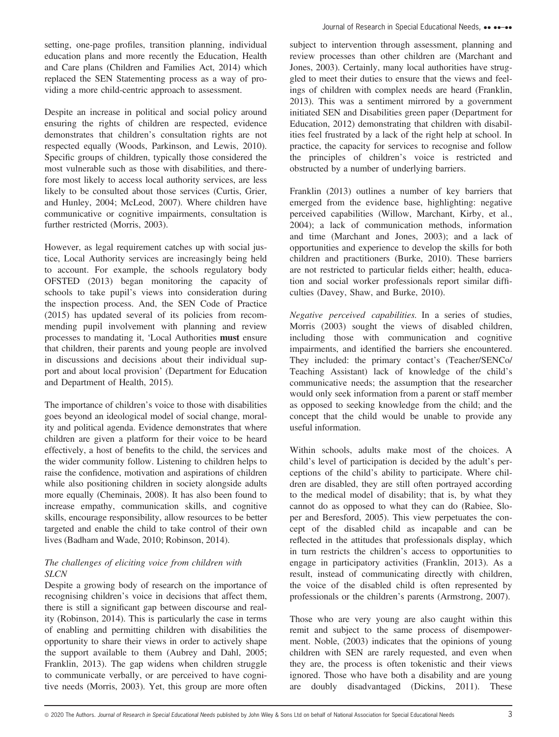setting, one-page profiles, transition planning, individual education plans and more recently the Education, Health and Care plans (Children and Families Act, 2014) which replaced the SEN Statementing process as a way of providing a more child-centric approach to assessment.

Despite an increase in political and social policy around ensuring the rights of children are respected, evidence demonstrates that children's consultation rights are not respected equally (Woods, Parkinson, and Lewis, 2010). Specific groups of children, typically those considered the most vulnerable such as those with disabilities, and therefore most likely to access local authority services, are less likely to be consulted about those services (Curtis, Grier, and Hunley, 2004; McLeod, 2007). Where children have communicative or cognitive impairments, consultation is further restricted (Morris, 2003).

However, as legal requirement catches up with social justice, Local Authority services are increasingly being held to account. For example, the schools regulatory body OFSTED (2013) began monitoring the capacity of schools to take pupil's views into consideration during the inspection process. And, the SEN Code of Practice (2015) has updated several of its policies from recommending pupil involvement with planning and review processes to mandating it, 'Local Authorities **must** ensure that children, their parents and young people are involved in discussions and decisions about their individual support and about local provision' (Department for Education and Department of Health, 2015).

The importance of children's voice to those with disabilities goes beyond an ideological model of social change, morality and political agenda. Evidence demonstrates that where children are given a platform for their voice to be heard effectively, a host of benefits to the child, the services and the wider community follow. Listening to children helps to raise the confidence, motivation and aspirations of children while also positioning children in society alongside adults more equally (Cheminais, 2008). It has also been found to increase empathy, communication skills, and cognitive skills, encourage responsibility, allow resources to be better targeted and enable the child to take control of their own lives (Badham and Wade, 2010; Robinson, 2014).

### *The challenges of eliciting voice from children with SLCN*

Despite a growing body of research on the importance of recognising children's voice in decisions that affect them, there is still a significant gap between discourse and reality (Robinson, 2014). This is particularly the case in terms of enabling and permitting children with disabilities the opportunity to share their views in order to actively shape the support available to them (Aubrey and Dahl, 2005; Franklin, 2013). The gap widens when children struggle to communicate verbally, or are perceived to have cognitive needs (Morris, 2003). Yet, this group are more often subject to intervention through assessment, planning and review processes than other children are (Marchant and Jones, 2003). Certainly, many local authorities have struggled to meet their duties to ensure that the views and feelings of children with complex needs are heard (Franklin, 2013). This was a sentiment mirrored by a government initiated SEN and Disabilities green paper (Department for Education, 2012) demonstrating that children with disabilities feel frustrated by a lack of the right help at school. In practice, the capacity for services to recognise and follow the principles of children's voice is restricted and obstructed by a number of underlying barriers.

Franklin (2013) outlines a number of key barriers that emerged from the evidence base, highlighting: negative perceived capabilities (Willow, Marchant, Kirby, et al., 2004); a lack of communication methods, information and time (Marchant and Jones, 2003); and a lack of opportunities and experience to develop the skills for both children and practitioners (Burke, 2010). These barriers are not restricted to particular fields either; health, education and social worker professionals report similar difficulties (Davey, Shaw, and Burke, 2010).

*Negative perceived capabilities.* In a series of studies, Morris (2003) sought the views of disabled children, including those with communication and cognitive impairments, and identified the barriers she encountered. They included: the primary contact's (Teacher/SENCo/Teaching Assistant) lack of knowledge of the child's communicative needs; the assumption that the researcher would only seek information from a parent or staff member as opposed to seeking knowledge from the child; and the concept that the child would be unable to provide any useful information.

Within schools, adults make most of the choices. A child's level of participation is decided by the adult's perceptions of the child's ability to participate. Where children are disabled, they are still often portrayed according to the medical model of disability; that is, by what they cannot do as opposed to what they can do (Rabiee, Sloper and Beresford, 2005). This view perpetuates the concept of the disabled child as incapable and can be reflected in the attitudes that professionals display, which in turn restricts the children's access to opportunities to engage in participatory activities (Franklin, 2013). As a result, instead of communicating directly with children, the voice of the disabled child is often represented by professionals or the children's parents (Armstrong, 2007).

Those who are very young are also caught within this remit and subject to the same process of disempowerment. Noble, (2003) indicates that the opinions of young children with SEN are rarely requested, and even when they are, the process is often tokenistic and their views ignored. Those who have both a disability and are young are doubly disadvantaged (Dickins, 2011). These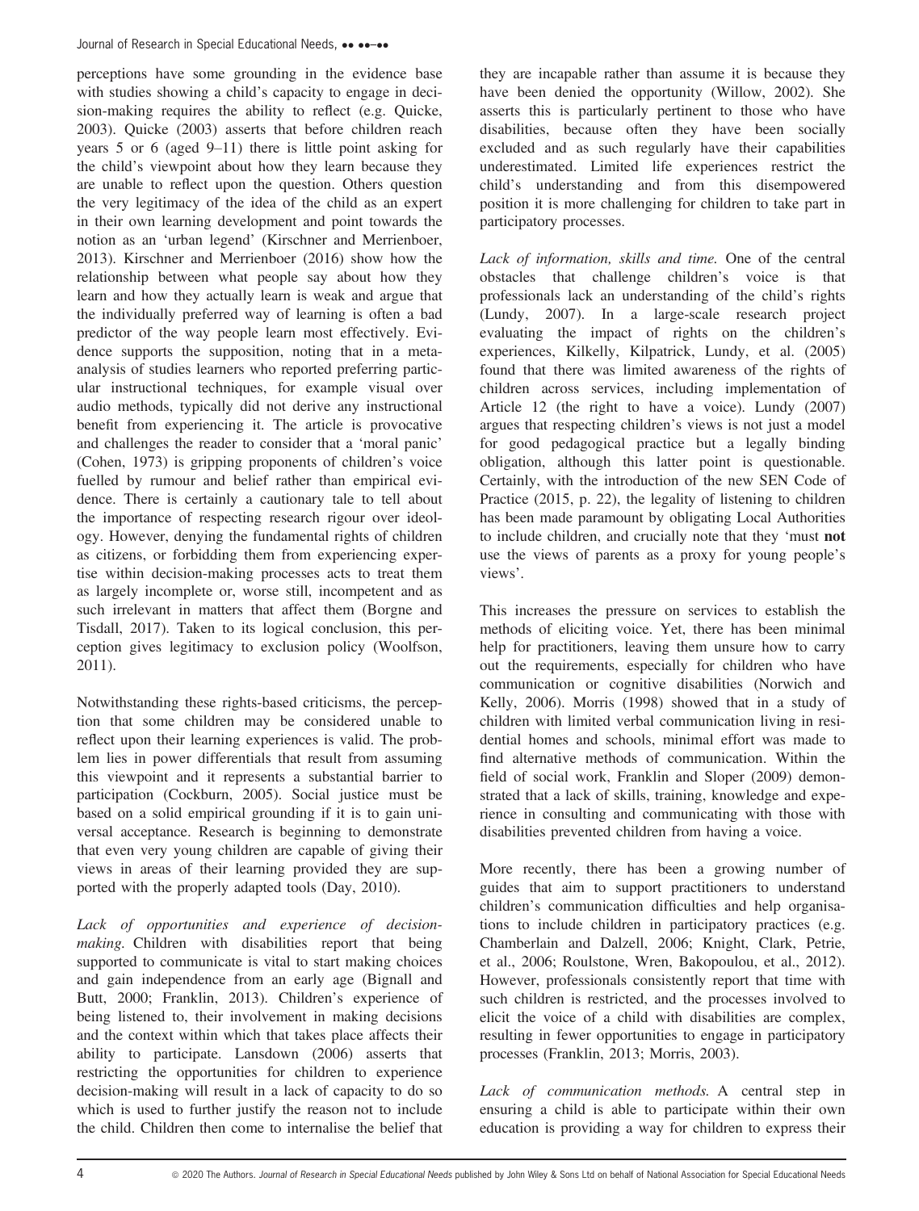perceptions have some grounding in the evidence base with studies showing a child's capacity to engage in decision-making requires the ability to reflect (e.g. Quicke, 2003). Quicke (2003) asserts that before children reach years 5 or 6 (aged 9–11) there is little point asking for the child's viewpoint about how they learn because they are unable to reflect upon the question. Others question the very legitimacy of the idea of the child as an expert in their own learning development and point towards the notion as an 'urban legend' (Kirschner and Merrienboer, 2013). Kirschner and Merrienboer (2016) show how the relationship between what people say about how they learn and how they actually learn is weak and argue that the individually preferred way of learning is often a bad predictor of the way people learn most effectively. Evidence supports the supposition, noting that in a meta-analysis of studies learners who reported preferring particular instructional techniques, for example visual over audio methods, typically did not derive any instructional benefit from experiencing it. The article is provocative and challenges the reader to consider that a 'moral panic' (Cohen, 1973) is gripping proponents of children's voice fuelled by rumour and belief rather than empirical evidence. There is certainly a cautionary tale to tell about the importance of respecting research rigour over ideology. However, denying the fundamental rights of children as citizens, or forbidding them from experiencing expertise within decision-making processes acts to treat them as largely incomplete or, worse still, incompetent and as such irrelevant in matters that affect them (Borgne and Tisdall, 2017). Taken to its logical conclusion, this perception gives legitimacy to exclusion policy (Woolfson, 2011).

Notwithstanding these rights-based criticisms, the perception that some children may be considered unable to reflect upon their learning experiences is valid. The problem lies in power differentials that result from assuming this viewpoint and it represents a substantial barrier to participation (Cockburn, 2005). Social justice must be based on a solid empirical grounding if it is to gain universal acceptance. Research is beginning to demonstrate that even very young children are capable of giving their views in areas of their learning provided they are supported with the properly adapted tools (Day, 2010).

*Lack of opportunities and experience of decision-making.* Children with disabilities report that being supported to communicate is vital to start making choices and gain independence from an early age (Bignall and Butt, 2000; Franklin, 2013). Children's experience of being listened to, their involvement in making decisions and the context within which that takes place affects their ability to participate. Lansdown (2006) asserts that restricting the opportunities for children to experience decision-making will result in a lack of capacity to do so which is used to further justify the reason not to include the child. Children then come to internalise the belief that they are incapable rather than assume it is because they have been denied the opportunity (Willow, 2002). She asserts this is particularly pertinent to those who have disabilities, because often they have been socially excluded and as such regularly have their capabilities underestimated. Limited life experiences restrict the child's understanding and from this disempowered position it is more challenging for children to take part in participatory processes.

*Lack of information, skills and time.* One of the central obstacles that challenge children's voice is that professionals lack an understanding of the child's rights (Lundy, 2007). In a large-scale research project evaluating the impact of rights on the children's experiences, Kilkelly, Kilpatrick, Lundy, et al. (2005) found that there was limited awareness of the rights of children across services, including implementation of Article 12 (the right to have a voice). Lundy (2007) argues that respecting children's views is not just a model for good pedagogical practice but a legally binding obligation, although this latter point is questionable. Certainly, with the introduction of the new SEN Code of Practice (2015, p. 22), the legality of listening to children has been made paramount by obligating Local Authorities to include children, and crucially note that they 'must **not** use the views of parents as a proxy for young people's views'.

This increases the pressure on services to establish the methods of eliciting voice. Yet, there has been minimal help for practitioners, leaving them unsure how to carry out the requirements, especially for children who have communication or cognitive disabilities (Norwich and Kelly, 2006). Morris (1998) showed that in a study of children with limited verbal communication living in residential homes and schools, minimal effort was made to find alternative methods of communication. Within the field of social work, Franklin and Sloper (2009) demonstrated that a lack of skills, training, knowledge and experience in consulting and communicating with those with disabilities prevented children from having a voice.

More recently, there has been a growing number of guides that aim to support practitioners to understand children's communication difficulties and help organisations to include children in participatory practices (e.g. Chamberlain and Dalzell, 2006; Knight, Clark, Petrie, et al., 2006; Roulstone, Wren, Bakopoulou, et al., 2012). However, professionals consistently report that time with such children is restricted, and the processes involved to elicit the voice of a child with disabilities are complex, resulting in fewer opportunities to engage in participatory processes (Franklin, 2013; Morris, 2003).

*Lack of communication methods.* A central step in ensuring a child is able to participate within their own education is providing a way for children to express their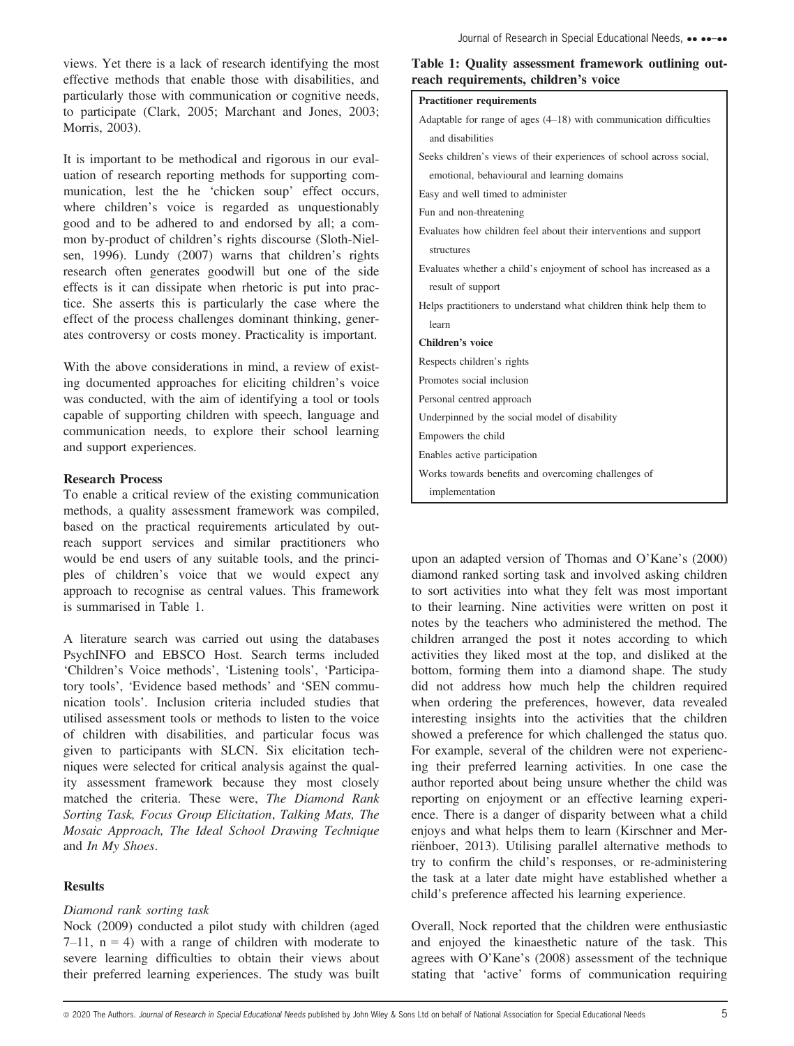views. Yet there is a lack of research identifying the most effective methods that enable those with disabilities, and particularly those with communication or cognitive needs, to participate (Clark, 2005; Marchant and Jones, 2003; Morris, 2003).

It is important to be methodical and rigorous in our evaluation of research reporting methods for supporting communication, lest the he 'chicken soup' effect occurs, where children's voice is regarded as unquestionably good and to be adhered to and endorsed by all; a common by-product of children's rights discourse (Sloth-Nielsen, 1996). Lundy (2007) warns that children's rights research often generates goodwill but one of the side effects is it can dissipate when rhetoric is put into practice. She asserts this is particularly the case where the effect of the process challenges dominant thinking, generates controversy or costs money. Practicality is important.

With the above considerations in mind, a review of existing documented approaches for eliciting children's voice was conducted, with the aim of identifying a tool or tools capable of supporting children with speech, language and communication needs, to explore their school learning and support experiences.

**Research Process**

To enable a critical review of the existing communication methods, a quality assessment framework was compiled, based on the practical requirements articulated by outreach support services and similar practitioners who would be end users of any suitable tools, and the principles of children's voice that we would expect any approach to recognise as central values. This framework is summarised in Table 1.

**Table 1: Quality assessment framework outlining outreach requirements, children's voice**

| **Practitioner requirements** |
|---|
| Adaptable for range of ages (4–18) with communication difficulties and disabilities |
| Seeks children's views of their experiences of school across social, emotional, behavioural and learning domains |
| Easy and well timed to administer |
| Fun and non-threatening |
| Evaluates how children feel about their interventions and support structures |
| Evaluates whether a child's enjoyment of school has increased as a result of support |
| Helps practitioners to understand what children think help them to learn |
| **Children's voice** |
| Respects children's rights |
| Promotes social inclusion |
| Personal centred approach |
| Underpinned by the social model of disability |
| Empowers the child |
| Enables active participation |
| Works towards benefits and overcoming challenges of implementation |

A literature search was carried out using the databases PsychINFO and EBSCO Host. Search terms included 'Children's Voice methods', 'Listening tools', 'Participatory tools', 'Evidence based methods' and 'SEN communication tools'. Inclusion criteria included studies that utilised assessment tools or methods to listen to the voice of children with disabilities, and particular focus was given to participants with SLCN. Six elicitation techniques were selected for critical analysis against the quality assessment framework because they most closely matched the criteria. These were, *The Diamond Rank Sorting Task, Focus Group Elicitation*, *Talking Mats, The Mosaic Approach, The Ideal School Drawing Technique* and *In My Shoes*.

**Results**

*Diamond rank sorting task*

Nock (2009) conducted a pilot study with children (aged 7–11, n = 4) with a range of children with moderate to severe learning difficulties to obtain their views about their preferred learning experiences. The study was built upon an adapted version of Thomas and O'Kane's (2000) diamond ranked sorting task and involved asking children to sort activities into what they felt was most important to their learning. Nine activities were written on post it notes by the teachers who administered the method. The children arranged the post it notes according to which activities they liked most at the top, and disliked at the bottom, forming them into a diamond shape. The study did not address how much help the children required when ordering the preferences, however, data revealed interesting insights into the activities that the children showed a preference for which challenged the status quo. For example, several of the children were not experiencing their preferred learning activities. In one case the author reported about being unsure whether the child was reporting on enjoyment or an effective learning experience. There is a danger of disparity between what a child enjoys and what helps them to learn (Kirschner and Merriënboer, 2013). Utilising parallel alternative methods to try to confirm the child's responses, or re-administering the task at a later date might have established whether a child's preference affected his learning experience.

Overall, Nock reported that the children were enthusiastic and enjoyed the kinaesthetic nature of the task. This agrees with O'Kane's (2008) assessment of the technique stating that 'active' forms of communication requiring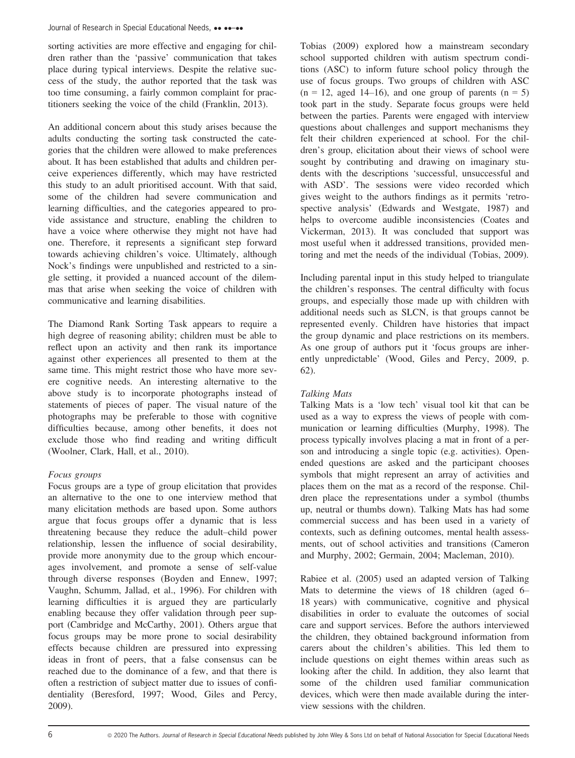sorting activities are more effective and engaging for children rather than the 'passive' communication that takes place during typical interviews. Despite the relative success of the study, the author reported that the task was too time consuming, a fairly common complaint for practitioners seeking the voice of the child (Franklin, 2013).

An additional concern about this study arises because the adults conducting the sorting task constructed the categories that the children were allowed to make preferences about. It has been established that adults and children perceive experiences differently, which may have restricted this study to an adult prioritised account. With that said, some of the children had severe communication and learning difficulties, and the categories appeared to provide assistance and structure, enabling the children to have a voice where otherwise they might not have had one. Therefore, it represents a significant step forward towards achieving children's voice. Ultimately, although Nock's findings were unpublished and restricted to a single setting, it provided a nuanced account of the dilemmas that arise when seeking the voice of children with communicative and learning disabilities.

The Diamond Rank Sorting Task appears to require a high degree of reasoning ability; children must be able to reflect upon an activity and then rank its importance against other experiences all presented to them at the same time. This might restrict those who have more severe cognitive needs. An interesting alternative to the above study is to incorporate photographs instead of statements of pieces of paper. The visual nature of the photographs may be preferable to those with cognitive difficulties because, among other benefits, it does not exclude those who find reading and writing difficult (Woolner, Clark, Hall, et al., 2010).

*Focus groups*

Focus groups are a type of group elicitation that provides an alternative to the one to one interview method that many elicitation methods are based upon. Some authors argue that focus groups offer a dynamic that is less threatening because they reduce the adult–child power relationship, lessen the influence of social desirability, provide more anonymity due to the group which encourages involvement, and promote a sense of self-value through diverse responses (Boyden and Ennew, 1997; Vaughn, Schumm, Jallad, et al., 1996). For children with learning difficulties it is argued they are particularly enabling because they offer validation through peer support (Cambridge and McCarthy, 2001). Others argue that focus groups may be more prone to social desirability effects because children are pressured into expressing ideas in front of peers, that a false consensus can be reached due to the dominance of a few, and that there is often a restriction of subject matter due to issues of confidentiality (Beresford, 1997; Wood, Giles and Percy, 2009).

Tobias (2009) explored how a mainstream secondary school supported children with autism spectrum conditions (ASC) to inform future school policy through the use of focus groups. Two groups of children with ASC (n = 12, aged 14–16), and one group of parents (n = 5) took part in the study. Separate focus groups were held between the parties. Parents were engaged with interview questions about challenges and support mechanisms they felt their children experienced at school. For the children's group, elicitation about their views of school were sought by contributing and drawing on imaginary students with the descriptions 'successful, unsuccessful and with ASD'. The sessions were video recorded which gives weight to the authors findings as it permits 'retrospective analysis' (Edwards and Westgate, 1987) and helps to overcome audible inconsistencies (Coates and Vickerman, 2013). It was concluded that support was most useful when it addressed transitions, provided mentoring and met the needs of the individual (Tobias, 2009).

Including parental input in this study helped to triangulate the children's responses. The central difficulty with focus groups, and especially those made up with children with additional needs such as SLCN, is that groups cannot be represented evenly. Children have histories that impact the group dynamic and place restrictions on its members. As one group of authors put it 'focus groups are inherently unpredictable' (Wood, Giles and Percy, 2009, p. 62).

*Talking Mats*

Talking Mats is a 'low tech' visual tool kit that can be used as a way to express the views of people with communication or learning difficulties (Murphy, 1998). The process typically involves placing a mat in front of a person and introducing a single topic (e.g. activities). Open-ended questions are asked and the participant chooses symbols that might represent an array of activities and places them on the mat as a record of the response. Children place the representations under a symbol (thumbs up, neutral or thumbs down). Talking Mats has had some commercial success and has been used in a variety of contexts, such as defining outcomes, mental health assessments, out of school activities and transitions (Cameron and Murphy, 2002; Germain, 2004; Macleman, 2010).

Rabiee et al. (2005) used an adapted version of Talking Mats to determine the views of 18 children (aged 6–18 years) with communicative, cognitive and physical disabilities in order to evaluate the outcomes of social care and support services. Before the authors interviewed the children, they obtained background information from carers about the children's abilities. This led them to include questions on eight themes within areas such as looking after the child. In addition, they also learnt that some of the children used familiar communication devices, which were then made available during the interview sessions with the children.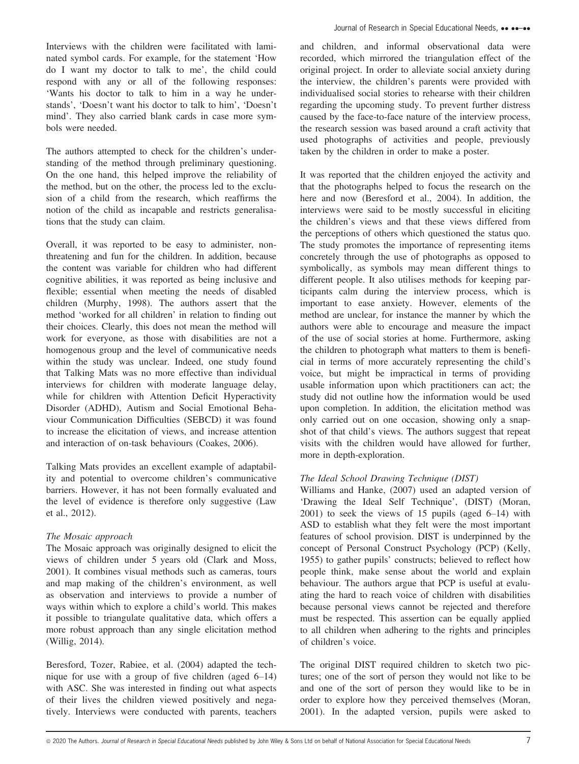Interviews with the children were facilitated with laminated symbol cards. For example, for the statement 'How do I want my doctor to talk to me', the child could respond with any or all of the following responses: 'Wants his doctor to talk to him in a way he understands', 'Doesn't want his doctor to talk to him', 'Doesn't mind'. They also carried blank cards in case more symbols were needed.

The authors attempted to check for the children's understanding of the method through preliminary questioning. On the one hand, this helped improve the reliability of the method, but on the other, the process led to the exclusion of a child from the research, which reaffirms the notion of the child as incapable and restricts generalisations that the study can claim.

Overall, it was reported to be easy to administer, non-threatening and fun for the children. In addition, because the content was variable for children who had different cognitive abilities, it was reported as being inclusive and flexible; essential when meeting the needs of disabled children (Murphy, 1998). The authors assert that the method 'worked for all children' in relation to finding out their choices. Clearly, this does not mean the method will work for everyone, as those with disabilities are not a homogenous group and the level of communicative needs within the study was unclear. Indeed, one study found that Talking Mats was no more effective than individual interviews for children with moderate language delay, while for children with Attention Deficit Hyperactivity Disorder (ADHD), Autism and Social Emotional Behaviour Communication Difficulties (SEBCD) it was found to increase the elicitation of views, and increase attention and interaction of on-task behaviours (Coakes, 2006).

Talking Mats provides an excellent example of adaptability and potential to overcome children's communicative barriers. However, it has not been formally evaluated and the level of evidence is therefore only suggestive (Law et al., 2012).

### *The Mosaic approach*

The Mosaic approach was originally designed to elicit the views of children under 5 years old (Clark and Moss, 2001). It combines visual methods such as cameras, tours and map making of the children's environment, as well as observation and interviews to provide a number of ways within which to explore a child's world. This makes it possible to triangulate qualitative data, which offers a more robust approach than any single elicitation method (Willig, 2014).

Beresford, Tozer, Rabiee, et al. (2004) adapted the technique for use with a group of five children (aged 6–14) with ASC. She was interested in finding out what aspects of their lives the children viewed positively and negatively. Interviews were conducted with parents, teachers and children, and informal observational data were recorded, which mirrored the triangulation effect of the original project. In order to alleviate social anxiety during the interview, the children's parents were provided with individualised social stories to rehearse with their children regarding the upcoming study. To prevent further distress caused by the face-to-face nature of the interview process, the research session was based around a craft activity that used photographs of activities and people, previously taken by the children in order to make a poster.

It was reported that the children enjoyed the activity and that the photographs helped to focus the research on the here and now (Beresford et al., 2004). In addition, the interviews were said to be mostly successful in eliciting the children's views and that these views differed from the perceptions of others which questioned the status quo. The study promotes the importance of representing items concretely through the use of photographs as opposed to symbolically, as symbols may mean different things to different people. It also utilises methods for keeping participants calm during the interview process, which is important to ease anxiety. However, elements of the method are unclear, for instance the manner by which the authors were able to encourage and measure the impact of the use of social stories at home. Furthermore, asking the children to photograph what matters to them is beneficial in terms of more accurately representing the child's voice, but might be impractical in terms of providing usable information upon which practitioners can act; the study did not outline how the information would be used upon completion. In addition, the elicitation method was only carried out on one occasion, showing only a snapshot of that child's views. The authors suggest that repeat visits with the children would have allowed for further, more in depth-exploration.

### *The Ideal School Drawing Technique (DIST)*

Williams and Hanke, (2007) used an adapted version of 'Drawing the Ideal Self Technique', (DIST) (Moran, 2001) to seek the views of 15 pupils (aged 6–14) with ASD to establish what they felt were the most important features of school provision. DIST is underpinned by the concept of Personal Construct Psychology (PCP) (Kelly, 1955) to gather pupils' constructs; believed to reflect how people think, make sense about the world and explain behaviour. The authors argue that PCP is useful at evaluating the hard to reach voice of children with disabilities because personal views cannot be rejected and therefore must be respected. This assertion can be equally applied to all children when adhering to the rights and principles of children's voice.

The original DIST required children to sketch two pictures; one of the sort of person they would not like to be and one of the sort of person they would like to be in order to explore how they perceived themselves (Moran, 2001). In the adapted version, pupils were asked to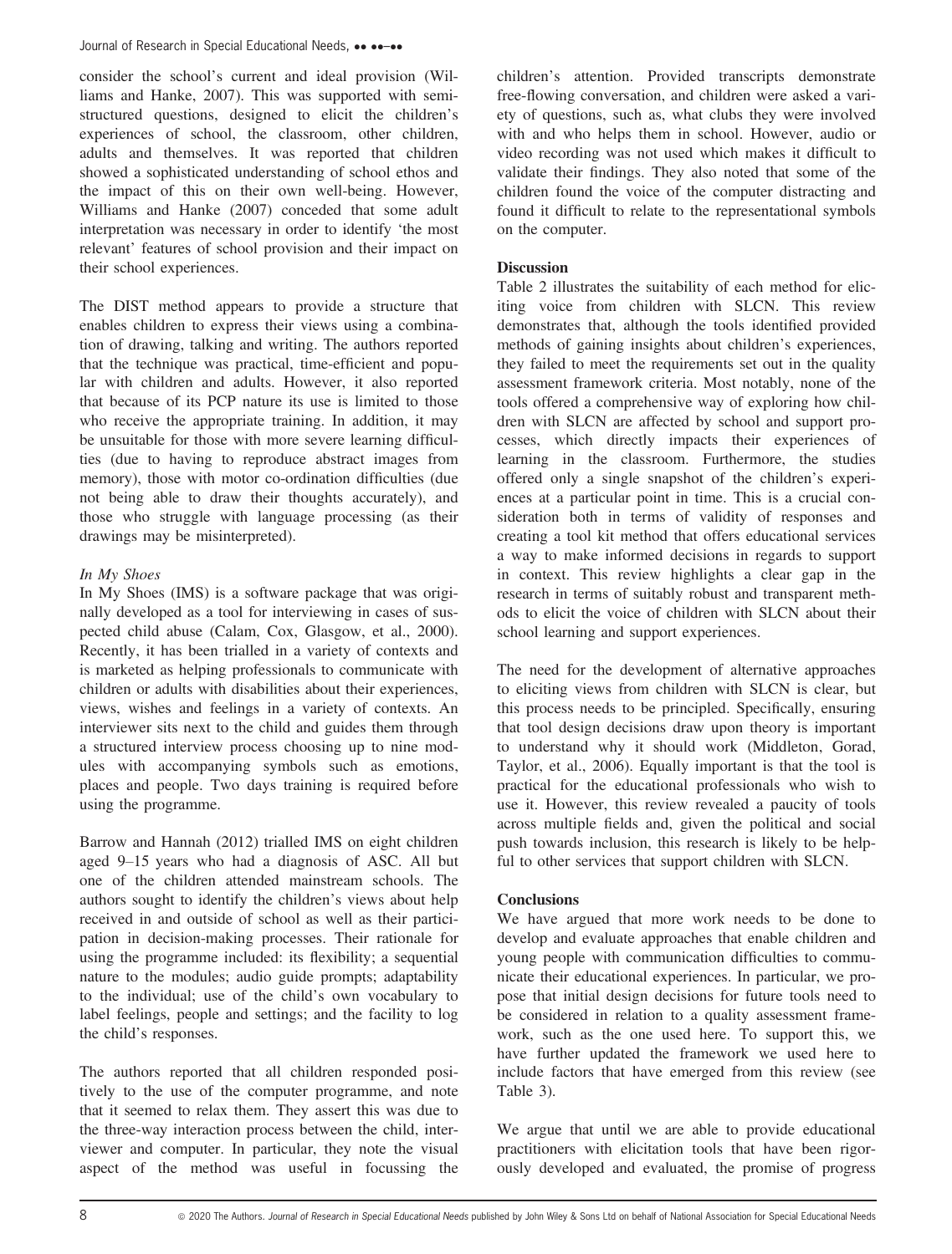consider the school's current and ideal provision (Williams and Hanke, 2007). This was supported with semi-structured questions, designed to elicit the children's experiences of school, the classroom, other children, adults and themselves. It was reported that children showed a sophisticated understanding of school ethos and the impact of this on their own well-being. However, Williams and Hanke (2007) conceded that some adult interpretation was necessary in order to identify 'the most relevant' features of school provision and their impact on their school experiences.

The DIST method appears to provide a structure that enables children to express their views using a combination of drawing, talking and writing. The authors reported that the technique was practical, time-efficient and popular with children and adults. However, it also reported that because of its PCP nature its use is limited to those who receive the appropriate training. In addition, it may be unsuitable for those with more severe learning difficulties (due to having to reproduce abstract images from memory), those with motor co-ordination difficulties (due not being able to draw their thoughts accurately), and those who struggle with language processing (as their drawings may be misinterpreted).

*In My Shoes*

In My Shoes (IMS) is a software package that was originally developed as a tool for interviewing in cases of suspected child abuse (Calam, Cox, Glasgow, et al., 2000). Recently, it has been trialled in a variety of contexts and is marketed as helping professionals to communicate with children or adults with disabilities about their experiences, views, wishes and feelings in a variety of contexts. An interviewer sits next to the child and guides them through a structured interview process choosing up to nine modules with accompanying symbols such as emotions, places and people. Two days training is required before using the programme.

Barrow and Hannah (2012) trialled IMS on eight children aged 9–15 years who had a diagnosis of ASC. All but one of the children attended mainstream schools. The authors sought to identify the children's views about help received in and outside of school as well as their participation in decision-making processes. Their rationale for using the programme included: its flexibility; a sequential nature to the modules; audio guide prompts; adaptability to the individual; use of the child's own vocabulary to label feelings, people and settings; and the facility to log the child's responses.

The authors reported that all children responded positively to the use of the computer programme, and note that it seemed to relax them. They assert this was due to the three-way interaction process between the child, interviewer and computer. In particular, they note the visual aspect of the method was useful in focussing the children's attention. Provided transcripts demonstrate free-flowing conversation, and children were asked a variety of questions, such as, what clubs they were involved with and who helps them in school. However, audio or video recording was not used which makes it difficult to validate their findings. They also noted that some of the children found the voice of the computer distracting and found it difficult to relate to the representational symbols on the computer.

**Discussion**

Table 2 illustrates the suitability of each method for eliciting voice from children with SLCN. This review demonstrates that, although the tools identified provided methods of gaining insights about children's experiences, they failed to meet the requirements set out in the quality assessment framework criteria. Most notably, none of the tools offered a comprehensive way of exploring how children with SLCN are affected by school and support processes, which directly impacts their experiences of learning in the classroom. Furthermore, the studies offered only a single snapshot of the children's experiences at a particular point in time. This is a crucial consideration both in terms of validity of responses and creating a tool kit method that offers educational services a way to make informed decisions in regards to support in context. This review highlights a clear gap in the research in terms of suitably robust and transparent methods to elicit the voice of children with SLCN about their school learning and support experiences.

The need for the development of alternative approaches to eliciting views from children with SLCN is clear, but this process needs to be principled. Specifically, ensuring that tool design decisions draw upon theory is important to understand why it should work (Middleton, Gorad, Taylor, et al., 2006). Equally important is that the tool is practical for the educational professionals who wish to use it. However, this review revealed a paucity of tools across multiple fields and, given the political and social push towards inclusion, this research is likely to be helpful to other services that support children with SLCN.

**Conclusions**

We have argued that more work needs to be done to develop and evaluate approaches that enable children and young people with communication difficulties to communicate their educational experiences. In particular, we propose that initial design decisions for future tools need to be considered in relation to a quality assessment framework, such as the one used here. To support this, we have further updated the framework we used here to include factors that have emerged from this review (see Table 3).

We argue that until we are able to provide educational practitioners with elicitation tools that have been rigorously developed and evaluated, the promise of progress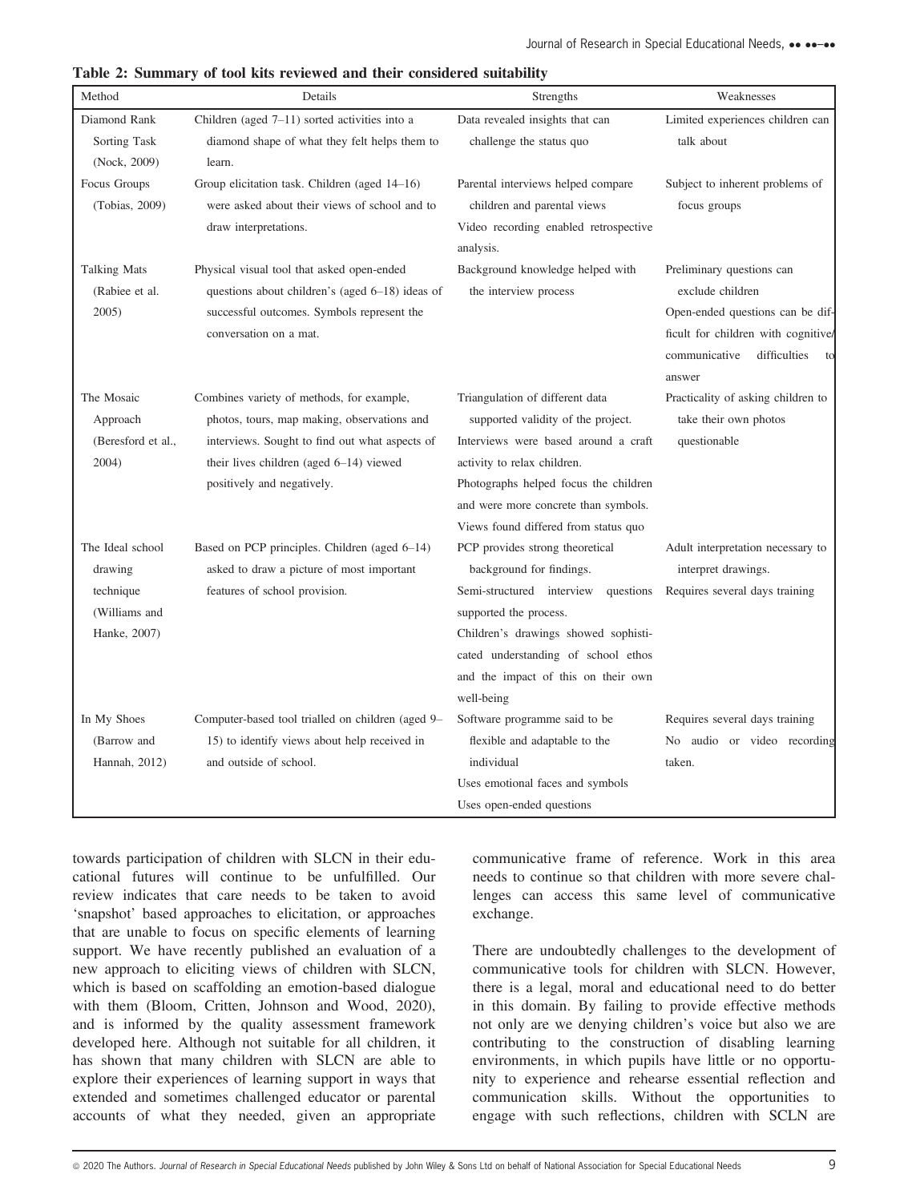**Table 2: Summary of tool kits reviewed and their considered suitability**

| Method | Details | Strengths | Weaknesses |
|---|---|---|---|
| Diamond Rank Sorting Task (Nock, 2009) | Children (aged 7–11) sorted activities into a diamond shape of what they felt helps them to learn. | Data revealed insights that can challenge the status quo | Limited experiences children can talk about |
| Focus Groups (Tobias, 2009) | Group elicitation task. Children (aged 14–16) were asked about their views of school and to draw interpretations. | Parental interviews helped compare children and parental views<br>Video recording enabled retrospective analysis. | Subject to inherent problems of focus groups |
| Talking Mats (Rabiee et al. 2005) | Physical visual tool that asked open-ended questions about children's (aged 6–18) ideas of successful outcomes. Symbols represent the conversation on a mat. | Background knowledge helped with the interview process | Preliminary questions can exclude children<br>Open-ended questions can be difficult for children with cognitive/communicative difficulties to answer |
| The Mosaic Approach (Beresford et al., 2004) | Combines variety of methods, for example, photos, tours, map making, observations and interviews. Sought to find out what aspects of their lives children (aged 6–14) viewed positively and negatively. | Triangulation of different data supported validity of the project.<br>Interviews were based around a craft activity to relax children.<br>Photographs helped focus the children and were more concrete than symbols.<br>Views found differed from status quo | Practicality of asking children to take their own photos questionable |
| The Ideal school drawing technique (Williams and Hanke, 2007) | Based on PCP principles. Children (aged 6–14) asked to draw a picture of most important features of school provision. | PCP provides strong theoretical background for findings.<br>Semi-structured interview questions supported the process.<br>Children's drawings showed sophisticated understanding of school ethos and the impact of this on their own well-being | Adult interpretation necessary to interpret drawings.<br>Requires several days training |
| In My Shoes (Barrow and Hannah, 2012) | Computer-based tool trialled on children (aged 9–15) to identify views about help received in and outside of school. | Software programme said to be flexible and adaptable to the individual<br>Uses emotional faces and symbols<br>Uses open-ended questions | Requires several days training<br>No audio or video recording taken. |

towards participation of children with SLCN in their educational futures will continue to be unfulfilled. Our review indicates that care needs to be taken to avoid 'snapshot' based approaches to elicitation, or approaches that are unable to focus on specific elements of learning support. We have recently published an evaluation of a new approach to eliciting views of children with SLCN, which is based on scaffolding an emotion-based dialogue with them (Bloom, Critten, Johnson and Wood, 2020), and is informed by the quality assessment framework developed here. Although not suitable for all children, it has shown that many children with SLCN are able to explore their experiences of learning support in ways that extended and sometimes challenged educator or parental accounts of what they needed, given an appropriate communicative frame of reference. Work in this area needs to continue so that children with more severe challenges can access this same level of communicative exchange.

There are undoubtedly challenges to the development of communicative tools for children with SLCN. However, there is a legal, moral and educational need to do better in this domain. By failing to provide effective methods not only are we denying children's voice but also we are contributing to the construction of disabling learning environments, in which pupils have little or no opportunity to experience and rehearse essential reflection and communication skills. Without the opportunities to engage with such reflections, children with SCLN are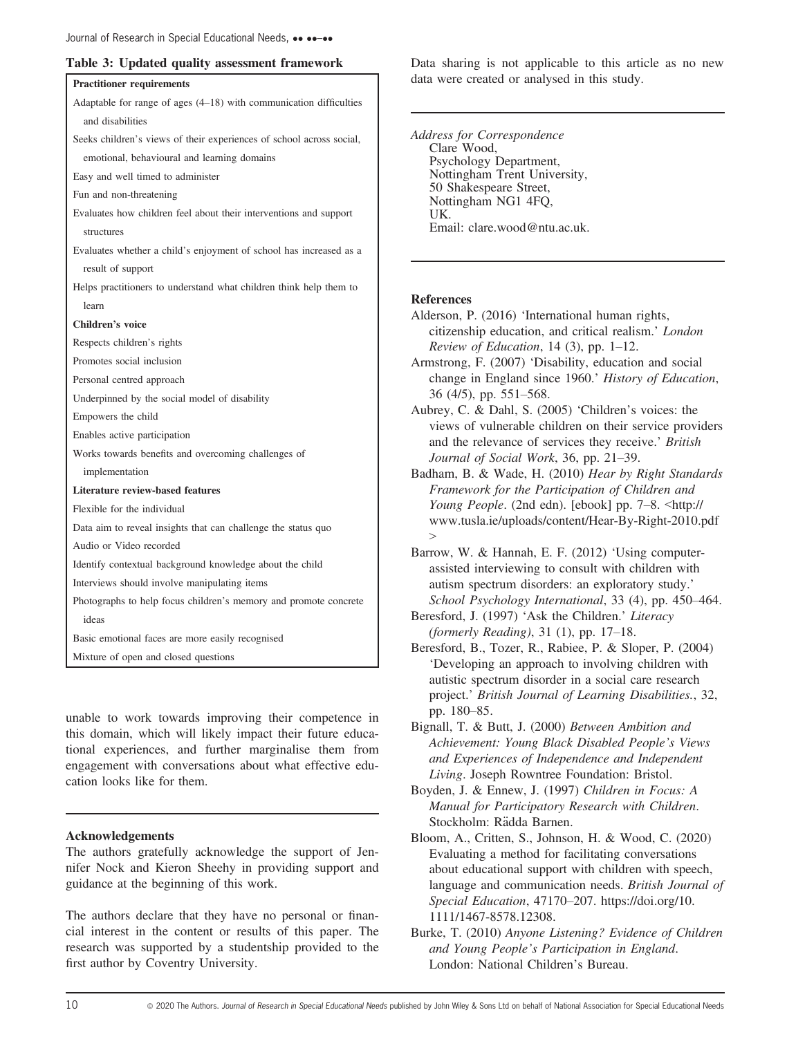**Table 3: Updated quality assessment framework**

| |
|---|
| **Practitioner requirements** |
| Adaptable for range of ages (4–18) with communication difficulties and disabilities |
| Seeks children's views of their experiences of school across social, emotional, behavioural and learning domains |
| Easy and well timed to administer |
| Fun and non-threatening |
| Evaluates how children feel about their interventions and support structures |
| Evaluates whether a child's enjoyment of school has increased as a result of support |
| Helps practitioners to understand what children think help them to learn |
| **Children's voice** |
| Respects children's rights |
| Promotes social inclusion |
| Personal centred approach |
| Underpinned by the social model of disability |
| Empowers the child |
| Enables active participation |
| Works towards benefits and overcoming challenges of implementation |
| **Literature review-based features** |
| Flexible for the individual |
| Data aim to reveal insights that can challenge the status quo |
| Audio or Video recorded |
| Identify contextual background knowledge about the child |
| Interviews should involve manipulating items |
| Photographs to help focus children's memory and promote concrete ideas |
| Basic emotional faces are more easily recognised |
| Mixture of open and closed questions |

unable to work towards improving their competence in this domain, which will likely impact their future educational experiences, and further marginalise them from engagement with conversations about what effective education looks like for them.

## Acknowledgements

The authors gratefully acknowledge the support of Jennifer Nock and Kieron Sheehy in providing support and guidance at the beginning of this work.

The authors declare that they have no personal or financial interest in the content or results of this paper. The research was supported by a studentship provided to the first author by Coventry University.

Data sharing is not applicable to this article as no new data were created or analysed in this study.

*Address for Correspondence*
Clare Wood,
Psychology Department,
Nottingham Trent University,
50 Shakespeare Street,
Nottingham NG1 4FQ,
UK.
Email: clare.wood@ntu.ac.uk.

## References

Alderson, P. (2016) 'International human rights, citizenship education, and critical realism.' *London Review of Education*, 14 (3), pp. 1–12.

Armstrong, F. (2007) 'Disability, education and social change in England since 1960.' *History of Education*, 36 (4/5), pp. 551–568.

Aubrey, C. & Dahl, S. (2005) 'Children's voices: the views of vulnerable children on their service providers and the relevance of services they receive.' *British Journal of Social Work*, 36, pp. 21–39.

Badham, B. & Wade, H. (2010) *Hear by Right Standards Framework for the Participation of Children and Young People*. (2nd edn). [ebook] pp. 7–8. <http://www.tusla.ie/uploads/content/Hear-By-Right-2010.pdf>

Barrow, W. & Hannah, E. F. (2012) 'Using computer-assisted interviewing to consult with children with autism spectrum disorders: an exploratory study.' *School Psychology International*, 33 (4), pp. 450–464.

Beresford, J. (1997) 'Ask the Children.' *Literacy (formerly Reading)*, 31 (1), pp. 17–18.

Beresford, B., Tozer, R., Rabiee, P. & Sloper, P. (2004) 'Developing an approach to involving children with autistic spectrum disorder in a social care research project.' *British Journal of Learning Disabilities.*, 32, pp. 180–85.

Bignall, T. & Butt, J. (2000) *Between Ambition and Achievement: Young Black Disabled People's Views and Experiences of Independence and Independent Living*. Joseph Rowntree Foundation: Bristol.

Boyden, J. & Ennew, J. (1997) *Children in Focus: A Manual for Participatory Research with Children*. Stockholm: Rädda Barnen.

Bloom, A., Critten, S., Johnson, H. & Wood, C. (2020) Evaluating a method for facilitating conversations about educational support with children with speech, language and communication needs. *British Journal of Special Education*, 47170–207. https://doi.org/10.1111/1467-8578.12308.

Burke, T. (2010) *Anyone Listening? Evidence of Children and Young People's Participation in England*. London: National Children's Bureau.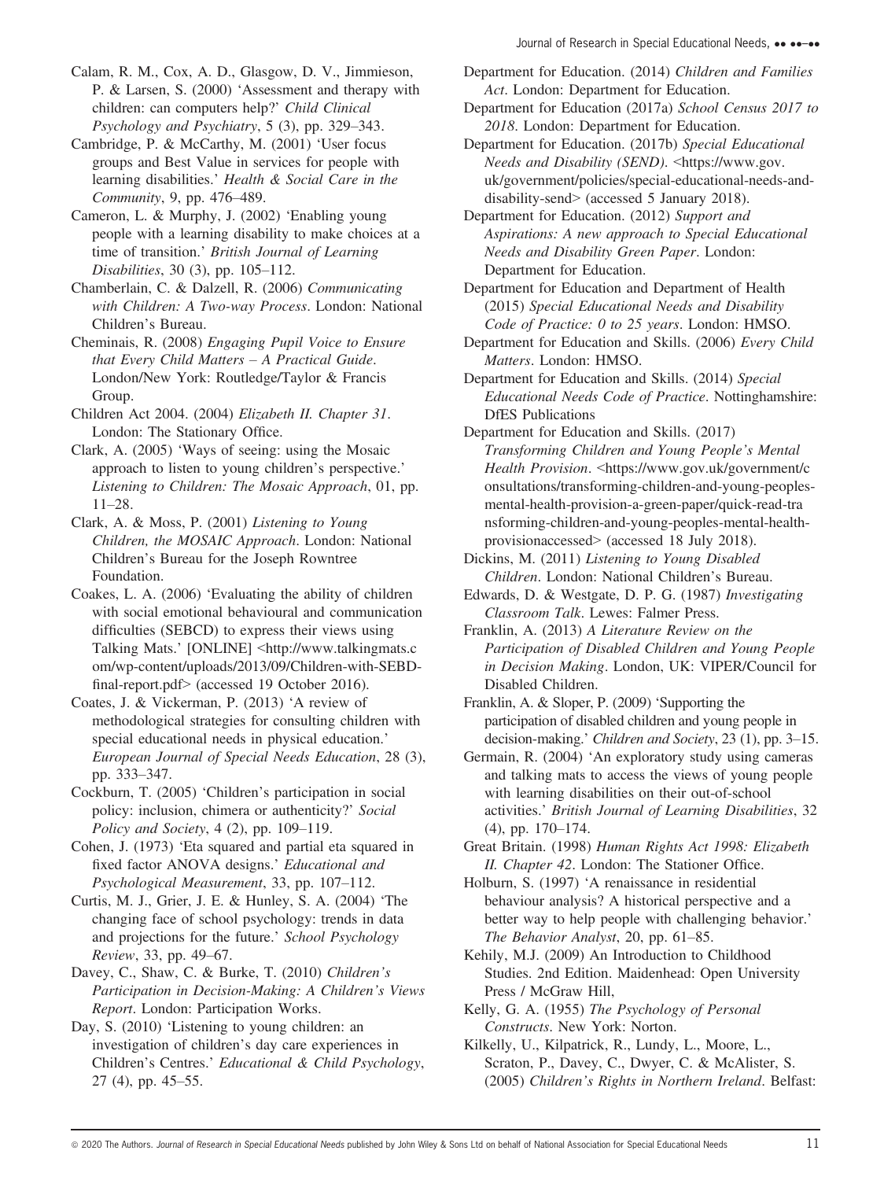Calam, R. M., Cox, A. D., Glasgow, D. V., Jimmieson, P. & Larsen, S. (2000) 'Assessment and therapy with children: can computers help?' *Child Clinical Psychology and Psychiatry*, 5 (3), pp. 329–343.

Cambridge, P. & McCarthy, M. (2001) 'User focus groups and Best Value in services for people with learning disabilities.' *Health & Social Care in the Community*, 9, pp. 476–489.

Cameron, L. & Murphy, J. (2002) 'Enabling young people with a learning disability to make choices at a time of transition.' *British Journal of Learning Disabilities*, 30 (3), pp. 105–112.

Chamberlain, C. & Dalzell, R. (2006) *Communicating with Children: A Two-way Process*. London: National Children's Bureau.

Cheminais, R. (2008) *Engaging Pupil Voice to Ensure that Every Child Matters – A Practical Guide*. London/New York: Routledge/Taylor & Francis Group.

Children Act 2004. (2004) *Elizabeth II. Chapter 31*. London: The Stationary Office.

Clark, A. (2005) 'Ways of seeing: using the Mosaic approach to listen to young children's perspective.' *Listening to Children: The Mosaic Approach*, 01, pp. 11–28.

Clark, A. & Moss, P. (2001) *Listening to Young Children, the MOSAIC Approach*. London: National Children's Bureau for the Joseph Rowntree Foundation.

Coakes, L. A. (2006) 'Evaluating the ability of children with social emotional behavioural and communication difficulties (SEBCD) to express their views using Talking Mats.' [ONLINE] <http://www.talkingmats.com/wp-content/uploads/2013/09/Children-with-SEBD-final-report.pdf> (accessed 19 October 2016).

Coates, J. & Vickerman, P. (2013) 'A review of methodological strategies for consulting children with special educational needs in physical education.' *European Journal of Special Needs Education*, 28 (3), pp. 333–347.

Cockburn, T. (2005) 'Children's participation in social policy: inclusion, chimera or authenticity?' *Social Policy and Society*, 4 (2), pp. 109–119.

Cohen, J. (1973) 'Eta squared and partial eta squared in fixed factor ANOVA designs.' *Educational and Psychological Measurement*, 33, pp. 107–112.

Curtis, M. J., Grier, J. E. & Hunley, S. A. (2004) 'The changing face of school psychology: trends in data and projections for the future.' *School Psychology Review*, 33, pp. 49–67.

Davey, C., Shaw, C. & Burke, T. (2010) *Children's Participation in Decision-Making: A Children's Views Report*. London: Participation Works.

Day, S. (2010) 'Listening to young children: an investigation of children's day care experiences in Children's Centres.' *Educational & Child Psychology*, 27 (4), pp. 45–55.

Department for Education. (2014) *Children and Families Act*. London: Department for Education.

Department for Education (2017a) *School Census 2017 to 2018*. London: Department for Education.

Department for Education. (2017b) *Special Educational Needs and Disability (SEND)*. <https://www.gov.uk/government/policies/special-educational-needs-and-disability-send> (accessed 5 January 2018).

Department for Education. (2012) *Support and Aspirations: A new approach to Special Educational Needs and Disability Green Paper*. London: Department for Education.

Department for Education and Department of Health (2015) *Special Educational Needs and Disability Code of Practice: 0 to 25 years*. London: HMSO.

Department for Education and Skills. (2006) *Every Child Matters*. London: HMSO.

Department for Education and Skills. (2014) *Special Educational Needs Code of Practice*. Nottinghamshire: DfES Publications

Department for Education and Skills. (2017) *Transforming Children and Young People's Mental Health Provision*. <https://www.gov.uk/government/consultations/transforming-children-and-young-peoples-mental-health-provision-a-green-paper/quick-read-transforming-children-and-young-peoples-mental-health-provisionaccessed> (accessed 18 July 2018).

Dickins, M. (2011) *Listening to Young Disabled Children*. London: National Children's Bureau.

Edwards, D. & Westgate, D. P. G. (1987) *Investigating Classroom Talk*. Lewes: Falmer Press.

Franklin, A. (2013) *A Literature Review on the Participation of Disabled Children and Young People in Decision Making*. London, UK: VIPER/Council for Disabled Children.

Franklin, A. & Sloper, P. (2009) 'Supporting the participation of disabled children and young people in decision-making.' *Children and Society*, 23 (1), pp. 3–15.

Germain, R. (2004) 'An exploratory study using cameras and talking mats to access the views of young people with learning disabilities on their out-of-school activities.' *British Journal of Learning Disabilities*, 32 (4), pp. 170–174.

Great Britain. (1998) *Human Rights Act 1998: Elizabeth II. Chapter 42*. London: The Stationer Office.

Holburn, S. (1997) 'A renaissance in residential behaviour analysis? A historical perspective and a better way to help people with challenging behavior.' *The Behavior Analyst*, 20, pp. 61–85.

Kehily, M.J. (2009) An Introduction to Childhood Studies. 2nd Edition. Maidenhead: Open University Press / McGraw Hill,

Kelly, G. A. (1955) *The Psychology of Personal Constructs*. New York: Norton.

Kilkelly, U., Kilpatrick, R., Lundy, L., Moore, L., Scraton, P., Davey, C., Dwyer, C. & McAlister, S. (2005) *Children's Rights in Northern Ireland*. Belfast: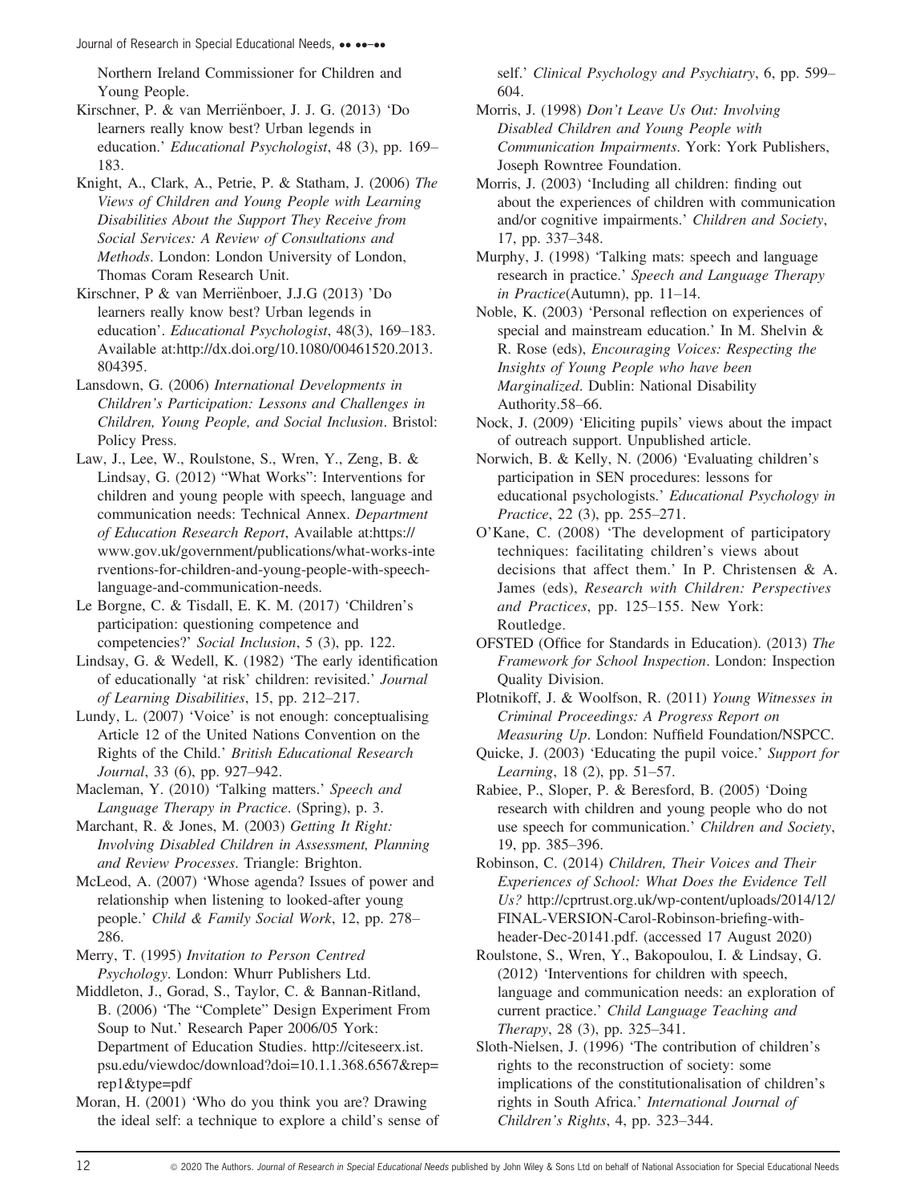Northern Ireland Commissioner for Children and Young People.

Kirschner, P. & van Merriënboer, J. J. G. (2013) 'Do learners really know best? Urban legends in education.' *Educational Psychologist*, 48 (3), pp. 169–183.

Knight, A., Clark, A., Petrie, P. & Statham, J. (2006) *The Views of Children and Young People with Learning Disabilities About the Support They Receive from Social Services: A Review of Consultations and Methods*. London: London University of London, Thomas Coram Research Unit.

Kirschner, P & van Merriënboer, J.J.G (2013) 'Do learners really know best? Urban legends in education'. *Educational Psychologist*, 48(3), 169–183. Available at:http://dx.doi.org/10.1080/00461520.2013.804395.

Lansdown, G. (2006) *International Developments in Children's Participation: Lessons and Challenges in Children, Young People, and Social Inclusion*. Bristol: Policy Press.

Law, J., Lee, W., Roulstone, S., Wren, Y., Zeng, B. & Lindsay, G. (2012) "What Works": Interventions for children and young people with speech, language and communication needs: Technical Annex. *Department of Education Research Report*, Available at:https://www.gov.uk/government/publications/what-works-interventions-for-children-and-young-people-with-speech-language-and-communication-needs.

Le Borgne, C. & Tisdall, E. K. M. (2017) 'Children's participation: questioning competence and competencies?' *Social Inclusion*, 5 (3), pp. 122.

Lindsay, G. & Wedell, K. (1982) 'The early identification of educationally 'at risk' children: revisited.' *Journal of Learning Disabilities*, 15, pp. 212–217.

Lundy, L. (2007) 'Voice' is not enough: conceptualising Article 12 of the United Nations Convention on the Rights of the Child.' *British Educational Research Journal*, 33 (6), pp. 927–942.

Macleman, Y. (2010) 'Talking matters.' *Speech and Language Therapy in Practice*. (Spring), p. 3.

Marchant, R. & Jones, M. (2003) *Getting It Right: Involving Disabled Children in Assessment, Planning and Review Processes*. Triangle: Brighton.

McLeod, A. (2007) 'Whose agenda? Issues of power and relationship when listening to looked-after young people.' *Child & Family Social Work*, 12, pp. 278–286.

Merry, T. (1995) *Invitation to Person Centred Psychology*. London: Whurr Publishers Ltd.

Middleton, J., Gorad, S., Taylor, C. & Bannan-Ritland, B. (2006) 'The "Complete" Design Experiment From Soup to Nut.' Research Paper 2006/05 York: Department of Education Studies. http://citeseerx.ist.psu.edu/viewdoc/download?doi=10.1.1.368.6567&rep=rep1&type=pdf

Moran, H. (2001) 'Who do you think you are? Drawing the ideal self: a technique to explore a child's sense of self.' *Clinical Psychology and Psychiatry*, 6, pp. 599–604.

Morris, J. (1998) *Don't Leave Us Out: Involving Disabled Children and Young People with Communication Impairments*. York: York Publishers, Joseph Rowntree Foundation.

Morris, J. (2003) 'Including all children: finding out about the experiences of children with communication and/or cognitive impairments.' *Children and Society*, 17, pp. 337–348.

Murphy, J. (1998) 'Talking mats: speech and language research in practice.' *Speech and Language Therapy in Practice*(Autumn), pp. 11–14.

Noble, K. (2003) 'Personal reflection on experiences of special and mainstream education.' In M. Shelvin & R. Rose (eds), *Encouraging Voices: Respecting the Insights of Young People who have been Marginalized*. Dublin: National Disability Authority.58–66.

Nock, J. (2009) 'Eliciting pupils' views about the impact of outreach support. Unpublished article.

Norwich, B. & Kelly, N. (2006) 'Evaluating children's participation in SEN procedures: lessons for educational psychologists.' *Educational Psychology in Practice*, 22 (3), pp. 255–271.

O'Kane, C. (2008) 'The development of participatory techniques: facilitating children's views about decisions that affect them.' In P. Christensen & A. James (eds), *Research with Children: Perspectives and Practices*, pp. 125–155. New York: Routledge.

OFSTED (Office for Standards in Education). (2013) *The Framework for School Inspection*. London: Inspection Quality Division.

Plotnikoff, J. & Woolfson, R. (2011) *Young Witnesses in Criminal Proceedings: A Progress Report on Measuring Up*. London: Nuffield Foundation/NSPCC.

Quicke, J. (2003) 'Educating the pupil voice.' *Support for Learning*, 18 (2), pp. 51–57.

Rabiee, P., Sloper, P. & Beresford, B. (2005) 'Doing research with children and young people who do not use speech for communication.' *Children and Society*, 19, pp. 385–396.

Robinson, C. (2014) *Children, Their Voices and Their Experiences of School: What Does the Evidence Tell Us?* http://cprtrust.org.uk/wp-content/uploads/2014/12/FINAL-VERSION-Carol-Robinson-briefing-with-header-Dec-20141.pdf. (accessed 17 August 2020)

Roulstone, S., Wren, Y., Bakopoulou, I. & Lindsay, G. (2012) 'Interventions for children with speech, language and communication needs: an exploration of current practice.' *Child Language Teaching and Therapy*, 28 (3), pp. 325–341.

Sloth-Nielsen, J. (1996) 'The contribution of children's rights to the reconstruction of society: some implications of the constitutionalisation of children's rights in South Africa.' *International Journal of Children's Rights*, 4, pp. 323–344.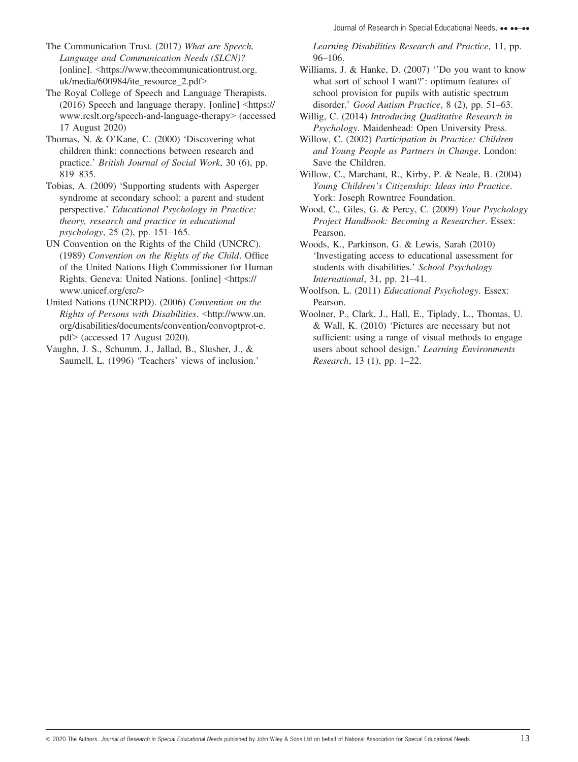The Communication Trust. (2017) *What are Speech, Language and Communication Needs (SLCN)?* [online]. <https://www.thecommunicationtrust.org.uk/media/600984/ite_resource_2.pdf>

The Royal College of Speech and Language Therapists. (2016) Speech and language therapy. [online] <https://www.rcslt.org/speech-and-language-therapy> (accessed 17 August 2020)

Thomas, N. & O'Kane, C. (2000) 'Discovering what children think: connections between research and practice.' *British Journal of Social Work*, 30 (6), pp. 819–835.

Tobias, A. (2009) 'Supporting students with Asperger syndrome at secondary school: a parent and student perspective.' *Educational Psychology in Practice: theory, research and practice in educational psychology*, 25 (2), pp. 151–165.

UN Convention on the Rights of the Child (UNCRC). (1989) *Convention on the Rights of the Child*. Office of the United Nations High Commissioner for Human Rights. Geneva: United Nations. [online] <https://www.unicef.org/crc/>

United Nations (UNCRPD). (2006) *Convention on the Rights of Persons with Disabilities*. <http://www.un.org/disabilities/documents/convention/convoptprot-e.pdf> (accessed 17 August 2020).

Vaughn, J. S., Schumm, J., Jallad, B., Slusher, J., & Saumell, L. (1996) 'Teachers' views of inclusion.' *Learning Disabilities Research and Practice*, 11, pp. 96–106.

Williams, J. & Hanke, D. (2007) ''Do you want to know what sort of school I want?': optimum features of school provision for pupils with autistic spectrum disorder.' *Good Autism Practice*, 8 (2), pp. 51–63.

Willig, C. (2014) *Introducing Qualitative Research in Psychology*. Maidenhead: Open University Press.

Willow, C. (2002) *Participation in Practice: Children and Young People as Partners in Change*. London: Save the Children.

Willow, C., Marchant, R., Kirby, P. & Neale, B. (2004) *Young Children's Citizenship: Ideas into Practice*. York: Joseph Rowntree Foundation.

Wood, C., Giles, G. & Percy, C. (2009) *Your Psychology Project Handbook: Becoming a Researcher*. Essex: Pearson.

Woods, K., Parkinson, G. & Lewis, Sarah (2010) 'Investigating access to educational assessment for students with disabilities.' *School Psychology International*, 31, pp. 21–41.

Woolfson, L. (2011) *Educational Psychology*. Essex: Pearson.

Woolner, P., Clark, J., Hall, E., Tiplady, L., Thomas, U. & Wall, K. (2010) 'Pictures are necessary but not sufficient: using a range of visual methods to engage users about school design.' *Learning Environments Research*, 13 (1), pp. 1–22.